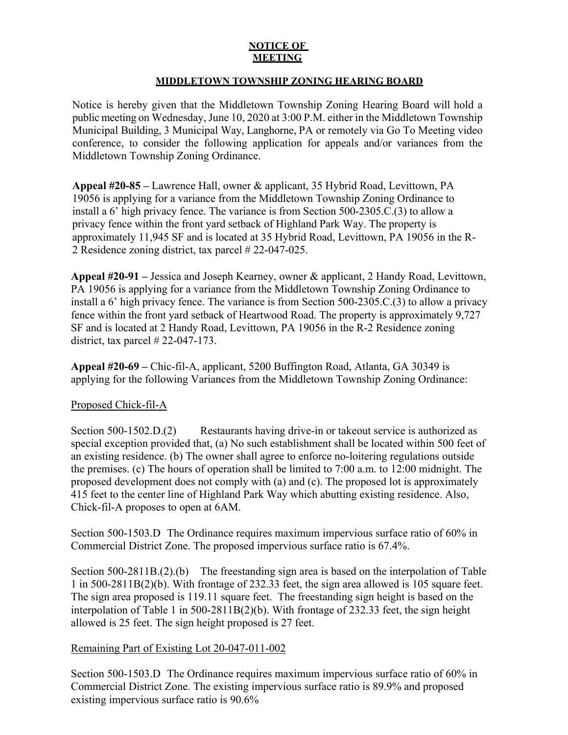**NOTICE OF MEETING**

**MIDDLETOWN TOWNSHIP ZONING HEARING BOARD**

Notice is hereby given that the Middletown Township Zoning Hearing Board will hold a public meeting on Wednesday, June 10, 2020 at 3:00 P.M. either in the Middletown Township Municipal Building, 3 Municipal Way, Langhorne, PA or remotely via Go To Meeting video conference, to consider the following application for appeals and/or variances from the Middletown Township Zoning Ordinance.

**Appeal #20-85 –** Lawrence Hall, owner & applicant, 35 Hybrid Road, Levittown, PA 19056 is applying for a variance from the Middletown Township Zoning Ordinance to install a 6' high privacy fence. The variance is from Section 500-2305.C.(3) to allow a privacy fence within the front yard setback of Highland Park Way. The property is approximately 11,945 SF and is located at 35 Hybrid Road, Levittown, PA 19056 in the R-2 Residence zoning district, tax parcel # 22-047-025.

**Appeal #20-91 –** Jessica and Joseph Kearney, owner & applicant, 2 Handy Road, Levittown, PA 19056 is applying for a variance from the Middletown Township Zoning Ordinance to install a 6' high privacy fence. The variance is from Section 500-2305.C.(3) to allow a privacy fence within the front yard setback of Heartwood Road. The property is approximately 9,727 SF and is located at 2 Handy Road, Levittown, PA 19056 in the R-2 Residence zoning district, tax parcel # 22-047-173.

**Appeal #20-69 –** Chic-fil-A, applicant, 5200 Buffington Road, Atlanta, GA 30349 is applying for the following Variances from the Middletown Township Zoning Ordinance:

Proposed Chick-fil-A

Section 500-1502.D.(2) Restaurants having drive-in or takeout service is authorized as special exception provided that, (a) No such establishment shall be located within 500 feet of an existing residence. (b) The owner shall agree to enforce no-loitering regulations outside the premises. (c) The hours of operation shall be limited to 7:00 a.m. to 12:00 midnight. The proposed development does not comply with (a) and (c). The proposed lot is approximately 415 feet to the center line of Highland Park Way which abutting existing residence. Also, Chick-fil-A proposes to open at 6AM.

Section 500-1503.D The Ordinance requires maximum impervious surface ratio of 60% in Commercial District Zone. The proposed impervious surface ratio is 67.4%.

Section 500-2811B.(2).(b) The freestanding sign area is based on the interpolation of Table 1 in 500-2811B(2)(b). With frontage of 232.33 feet, the sign area allowed is 105 square feet. The sign area proposed is 119.11 square feet. The freestanding sign height is based on the interpolation of Table 1 in 500-2811B(2)(b). With frontage of 232.33 feet, the sign height allowed is 25 feet. The sign height proposed is 27 feet.

Remaining Part of Existing Lot 20-047-011-002

Section 500-1503.D The Ordinance requires maximum impervious surface ratio of 60% in Commercial District Zone. The existing impervious surface ratio is 89.9% and proposed existing impervious surface ratio is 90.6%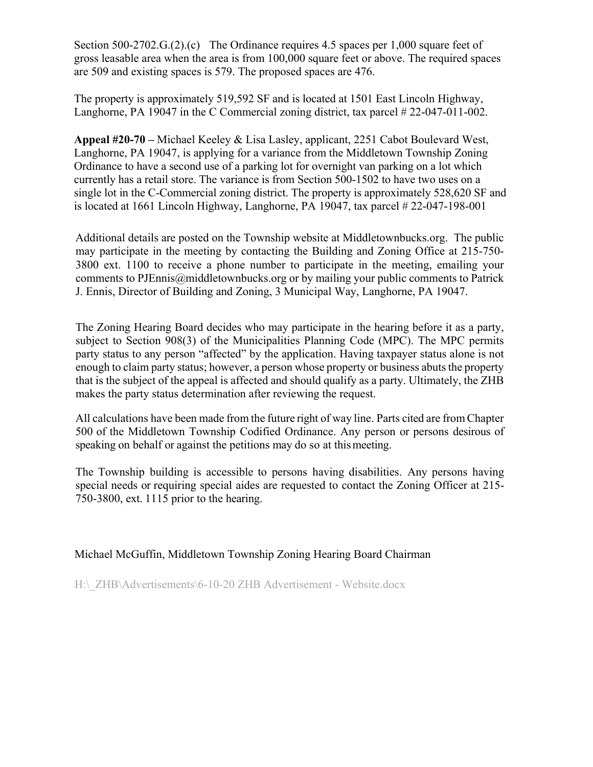Section 500-2702.G.(2).(c) The Ordinance requires 4.5 spaces per 1,000 square feet of gross leasable area when the area is from 100,000 square feet or above. The required spaces are 509 and existing spaces is 579. The proposed spaces are 476.

The property is approximately 519,592 SF and is located at 1501 East Lincoln Highway, Langhorne, PA 19047 in the C Commercial zoning district, tax parcel # 22-047-011-002.

**Appeal #20-70 –** Michael Keeley & Lisa Lasley, applicant, 2251 Cabot Boulevard West, Langhorne, PA 19047, is applying for a variance from the Middletown Township Zoning Ordinance to have a second use of a parking lot for overnight van parking on a lot which currently has a retail store. The variance is from Section 500-1502 to have two uses on a single lot in the C-Commercial zoning district. The property is approximately 528,620 SF and is located at 1661 Lincoln Highway, Langhorne, PA 19047, tax parcel # 22-047-198-001

Additional details are posted on the Township website at Middletownbucks.org. The public may participate in the meeting by contacting the Building and Zoning Office at 215-750-3800 ext. 1100 to receive a phone number to participate in the meeting, emailing your comments to PJEnnis@middletownbucks.org or by mailing your public comments to Patrick J. Ennis, Director of Building and Zoning, 3 Municipal Way, Langhorne, PA 19047.

The Zoning Hearing Board decides who may participate in the hearing before it as a party, subject to Section 908(3) of the Municipalities Planning Code (MPC). The MPC permits party status to any person "affected" by the application. Having taxpayer status alone is not enough to claim party status; however, a person whose property or business abuts the property that is the subject of the appeal is affected and should qualify as a party. Ultimately, the ZHB makes the party status determination after reviewing the request.

All calculations have been made from the future right of way line. Parts cited are from Chapter 500 of the Middletown Township Codified Ordinance. Any person or persons desirous of speaking on behalf or against the petitions may do so at this meeting.

The Township building is accessible to persons having disabilities. Any persons having special needs or requiring special aides are requested to contact the Zoning Officer at 215-750-3800, ext. 1115 prior to the hearing.

Michael McGuffin, Middletown Township Zoning Hearing Board Chairman

H:\_ZHB\Advertisements\6-10-20 ZHB Advertisement - Website.docx